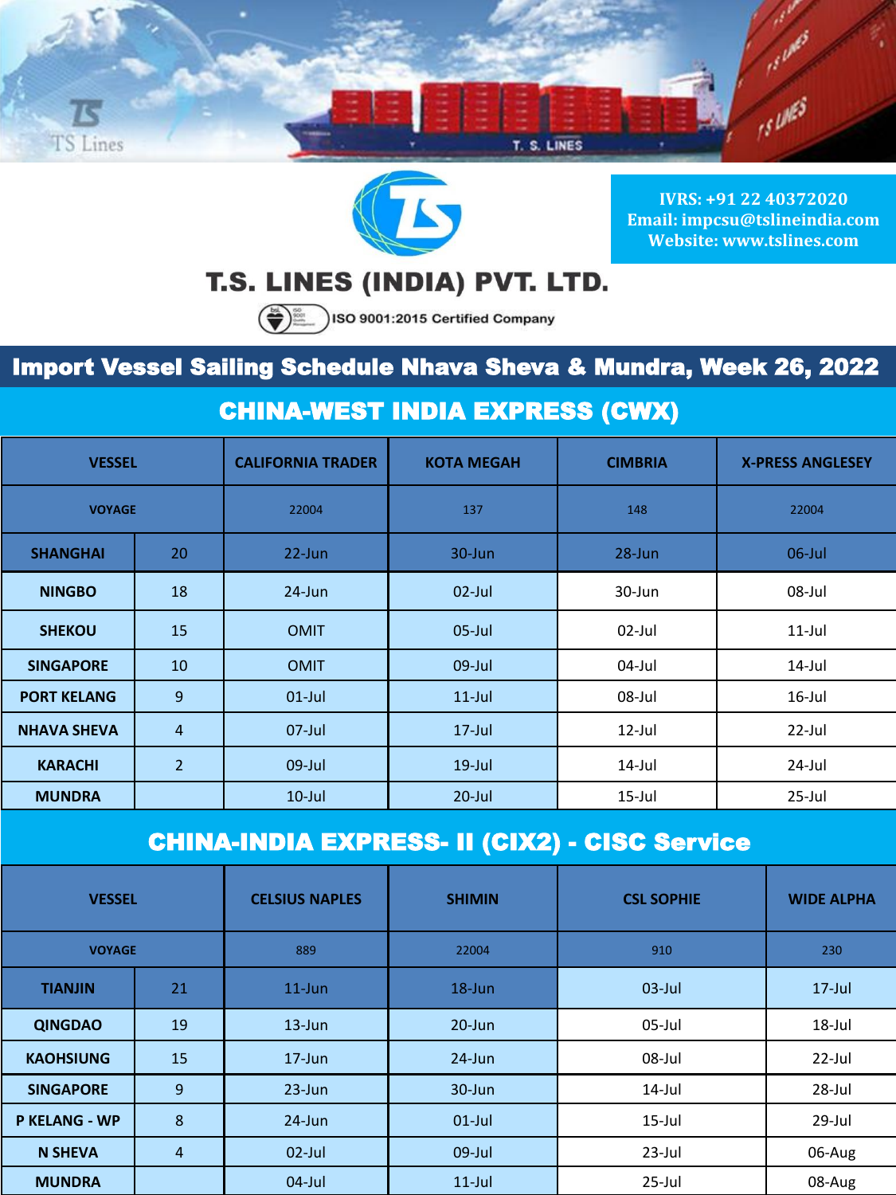# T.S. LINES (INDIA) PVT. LTD.

ISO 9001:2015 Certified Company

IVRS: +91 22 40372020
Email: impcsu@tslineindia.com
Website: www.tslines.com

## Import Vessel Sailing Schedule Nhava Sheva & Mundra, Week 26, 2022

### CHINA-WEST INDIA EXPRESS (CWX)

| VESSEL | | CALIFORNIA TRADER | KOTA MEGAH | CIMBRIA | X-PRESS ANGLESEY |
|---|---|---|---|---|---|
| VOYAGE | | 22004 | 137 | 148 | 22004 |
| SHANGHAI | 20 | 22-Jun | 30-Jun | 28-Jun | 06-Jul |
| NINGBO | 18 | 24-Jun | 02-Jul | 30-Jun | 08-Jul |
| SHEKOU | 15 | OMIT | 05-Jul | 02-Jul | 11-Jul |
| SINGAPORE | 10 | OMIT | 09-Jul | 04-Jul | 14-Jul |
| PORT KELANG | 9 | 01-Jul | 11-Jul | 08-Jul | 16-Jul |
| NHAVA SHEVA | 4 | 07-Jul | 17-Jul | 12-Jul | 22-Jul |
| KARACHI | 2 | 09-Jul | 19-Jul | 14-Jul | 24-Jul |
| MUNDRA | | 10-Jul | 20-Jul | 15-Jul | 25-Jul |

### CHINA-INDIA EXPRESS- II (CIX2) - CISC Service

| VESSEL | | CELSIUS NAPLES | SHIMIN | CSL SOPHIE | WIDE ALPHA |
|---|---|---|---|---|---|
| VOYAGE | | 889 | 22004 | 910 | 230 |
| TIANJIN | 21 | 11-Jun | 18-Jun | 03-Jul | 17-Jul |
| QINGDAO | 19 | 13-Jun | 20-Jun | 05-Jul | 18-Jul |
| KAOHSIUNG | 15 | 17-Jun | 24-Jun | 08-Jul | 22-Jul |
| SINGAPORE | 9 | 23-Jun | 30-Jun | 14-Jul | 28-Jul |
| P KELANG - WP | 8 | 24-Jun | 01-Jul | 15-Jul | 29-Jul |
| N SHEVA | 4 | 02-Jul | 09-Jul | 23-Jul | 06-Aug |
| MUNDRA | | 04-Jul | 11-Jul | 25-Jul | 08-Aug |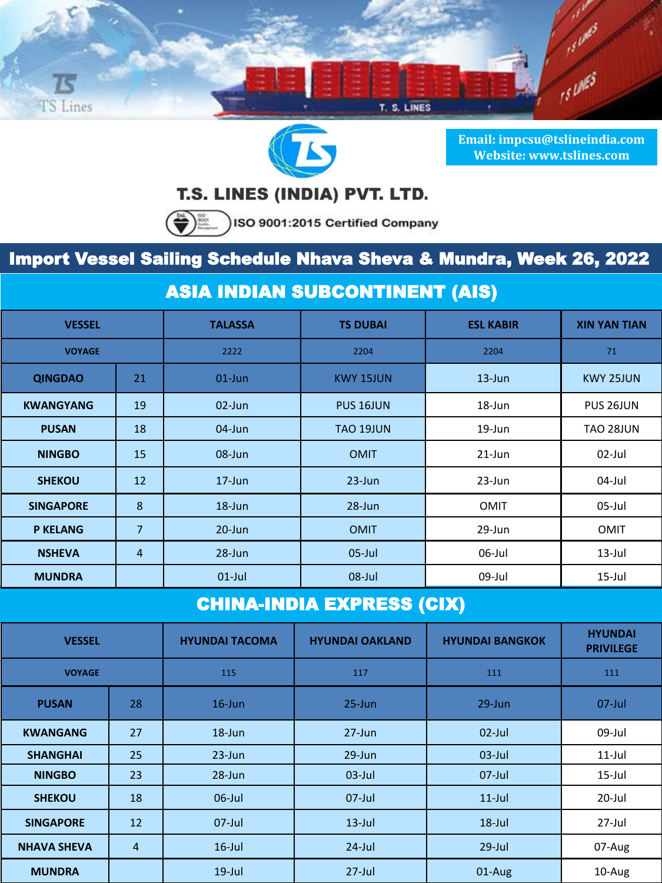Email: impcsu@tslineindia.com
Website: www.tslines.com

# T.S. LINES (INDIA) PVT. LTD.

ISO 9001:2015 Certified Company

## Import Vessel Sailing Schedule Nhava Sheva & Mundra, Week 26, 2022

### ASIA INDIAN SUBCONTINENT (AIS)

| VESSEL | | TALASSA | TS DUBAI | ESL KABIR | XIN YAN TIAN |
|---|---|---|---|---|---|
| VOYAGE | | 2222 | 2204 | 2204 | 71 |
| QINGDAO | 21 | 01-Jun | KWY 15JUN | 13-Jun | KWY 25JUN |
| KWANGYANG | 19 | 02-Jun | PUS 16JUN | 18-Jun | PUS 26JUN |
| PUSAN | 18 | 04-Jun | TAO 19JUN | 19-Jun | TAO 28JUN |
| NINGBO | 15 | 08-Jun | OMIT | 21-Jun | 02-Jul |
| SHEKOU | 12 | 17-Jun | 23-Jun | 23-Jun | 04-Jul |
| SINGAPORE | 8 | 18-Jun | 28-Jun | OMIT | 05-Jul |
| P KELANG | 7 | 20-Jun | OMIT | 29-Jun | OMIT |
| NSHEVA | 4 | 28-Jun | 05-Jul | 06-Jul | 13-Jul |
| MUNDRA | | 01-Jul | 08-Jul | 09-Jul | 15-Jul |

### CHINA-INDIA EXPRESS (CIX)

| VESSEL | | HYUNDAI TACOMA | HYUNDAI OAKLAND | HYUNDAI BANGKOK | HYUNDAI PRIVILEGE |
|---|---|---|---|---|---|
| VOYAGE | | 115 | 117 | 111 | 111 |
| PUSAN | 28 | 16-Jun | 25-Jun | 29-Jun | 07-Jul |
| KWANGANG | 27 | 18-Jun | 27-Jun | 02-Jul | 09-Jul |
| SHANGHAI | 25 | 23-Jun | 29-Jun | 03-Jul | 11-Jul |
| NINGBO | 23 | 28-Jun | 03-Jul | 07-Jul | 15-Jul |
| SHEKOU | 18 | 06-Jul | 07-Jul | 11-Jul | 20-Jul |
| SINGAPORE | 12 | 07-Jul | 13-Jul | 18-Jul | 27-Jul |
| NHAVA SHEVA | 4 | 16-Jul | 24-Jul | 29-Jul | 07-Aug |
| MUNDRA | | 19-Jul | 27-Jul | 01-Aug | 10-Aug |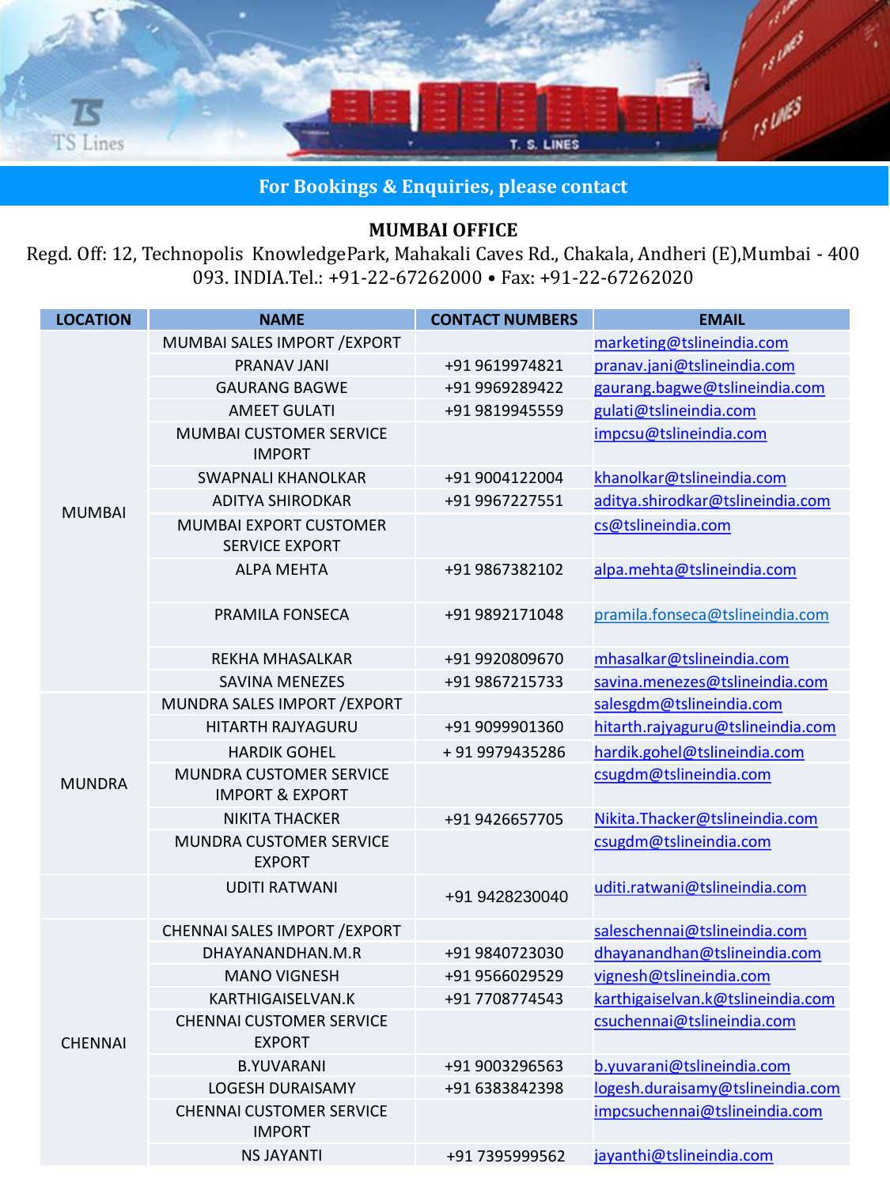**For Bookings & Enquiries, please contact**

## MUMBAI OFFICE

Regd. Off: 12, Technopolis KnowledgePark, Mahakali Caves Rd., Chakala, Andheri (E),Mumbai - 400 093. INDIA.Tel.: +91-22-67262000 • Fax: +91-22-67262020

| LOCATION | NAME | CONTACT NUMBERS | EMAIL |
|---|---|---|---|
| MUMBAI | MUMBAI SALES IMPORT /EXPORT | | marketing@tslineindia.com |
| | PRANAV JANI | +91 9619974821 | pranav.jani@tslineindia.com |
| | GAURANG BAGWE | +91 9969289422 | gaurang.bagwe@tslineindia.com |
| | AMEET GULATI | +91 9819945559 | gulati@tslineindia.com |
| | MUMBAI CUSTOMER SERVICE IMPORT | | impcsu@tslineindia.com |
| | SWAPNALI KHANOLKAR | +91 9004122004 | khanolkar@tslineindia.com |
| | ADITYA SHIRODKAR | +91 9967227551 | aditya.shirodkar@tslineindia.com |
| | MUMBAI EXPORT CUSTOMER SERVICE EXPORT | | cs@tslineindia.com |
| | ALPA MEHTA | +91 9867382102 | alpa.mehta@tslineindia.com |
| | PRAMILA FONSECA | +91 9892171048 | pramila.fonseca@tslineindia.com |
| | REKHA MHASALKAR | +91 9920809670 | mhasalkar@tslineindia.com |
| | SAVINA MENEZES | +91 9867215733 | savina.menezes@tslineindia.com |
| MUNDRA | MUNDRA SALES IMPORT /EXPORT | | salesgdm@tslineindia.com |
| | HITARTH RAJYAGURU | +91 9099901360 | hitarth.rajyaguru@tslineindia.com |
| | HARDIK GOHEL | + 91 9979435286 | hardik.gohel@tslineindia.com |
| | MUNDRA CUSTOMER SERVICE IMPORT & EXPORT | | csugdm@tslineindia.com |
| | NIKITA THACKER | +91 9426657705 | Nikita.Thacker@tslineindia.com |
| | MUNDRA CUSTOMER SERVICE EXPORT | | csugdm@tslineindia.com |
| | UDITI RATWANI | +91 9428230040 | uditi.ratwani@tslineindia.com |
| CHENNAI | CHENNAI SALES IMPORT /EXPORT | | saleschennai@tslineindia.com |
| | DHAYANANDHAN.M.R | +91 9840723030 | dhayanandhan@tslineindia.com |
| | MANO VIGNESH | +91 9566029529 | vignesh@tslineindia.com |
| | KARTHIGAISELVAN.K | +91 7708774543 | karthigaiselvan.k@tslineindia.com |
| | CHENNAI CUSTOMER SERVICE EXPORT | | csuchennai@tslineindia.com |
| | B.YUVARANI | +91 9003296563 | b.yuvarani@tslineindia.com |
| | LOGESH DURAISAMY | +91 6383842398 | logesh.duraisamy@tslineindia.com |
| | CHENNAI CUSTOMER SERVICE IMPORT | | impcsuchennai@tslineindia.com |
| | NS JAYANTI | +91 7395999562 | jayanthi@tslineindia.com |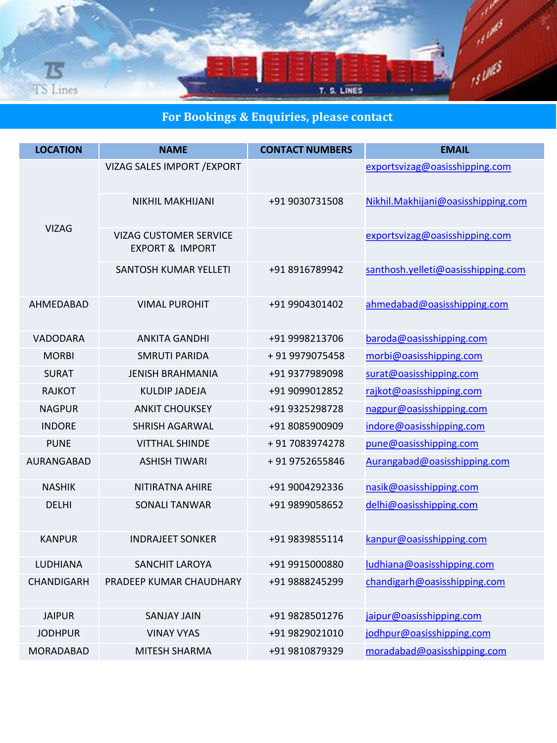## For Bookings & Enquiries, please contact

| LOCATION | NAME | CONTACT NUMBERS | EMAIL |
|---|---|---|---|
| VIZAG | VIZAG SALES IMPORT /EXPORT | | exportsvizag@oasisshipping.com |
| | NIKHIL MAKHIJANI | +91 9030731508 | Nikhil.Makhijani@oasisshipping.com |
| | VIZAG CUSTOMER SERVICE EXPORT & IMPORT | | exportsvizag@oasisshipping.com |
| | SANTOSH KUMAR YELLETI | +91 8916789942 | santhosh.yelleti@oasisshipping.com |
| AHMEDABAD | VIMAL PUROHIT | +91 9904301402 | ahmedabad@oasisshipping.com |
| VADODARA | ANKITA GANDHI | +91 9998213706 | baroda@oasisshipping.com |
| MORBI | SMRUTI PARIDA | + 91 9979075458 | morbi@oasisshipping.com |
| SURAT | JENISH BRAHMANIA | +91 9377989098 | surat@oasisshipping.com |
| RAJKOT | KULDIP JADEJA | +91 9099012852 | rajkot@oasisshipping.com |
| NAGPUR | ANKIT CHOUKSEY | +91 9325298728 | nagpur@oasisshipping.com |
| INDORE | SHRISH AGARWAL | +91 8085900909 | indore@oasisshipping.com |
| PUNE | VITTHAL SHINDE | + 91 7083974278 | pune@oasisshipping.com |
| AURANGABAD | ASHISH TIWARI | + 91 9752655846 | Aurangabad@oasisshipping.com |
| NASHIK | NITIRATNA AHIRE | +91 9004292336 | nasik@oasisshipping.com |
| DELHI | SONALI TANWAR | +91 9899058652 | delhi@oasisshipping.com |
| KANPUR | INDRAJEET SONKER | +91 9839855114 | kanpur@oasisshipping.com |
| LUDHIANA | SANCHIT LAROYA | +91 9915000880 | ludhiana@oasisshipping.com |
| CHANDIGARH | PRADEEP KUMAR CHAUDHARY | +91 9888245299 | chandigarh@oasisshipping.com |
| JAIPUR | SANJAY JAIN | +91 9828501276 | jaipur@oasisshipping.com |
| JODHPUR | VINAY VYAS | +91 9829021010 | jodhpur@oasisshipping.com |
| MORADABAD | MITESH SHARMA | +91 9810879329 | moradabad@oasisshipping.com |